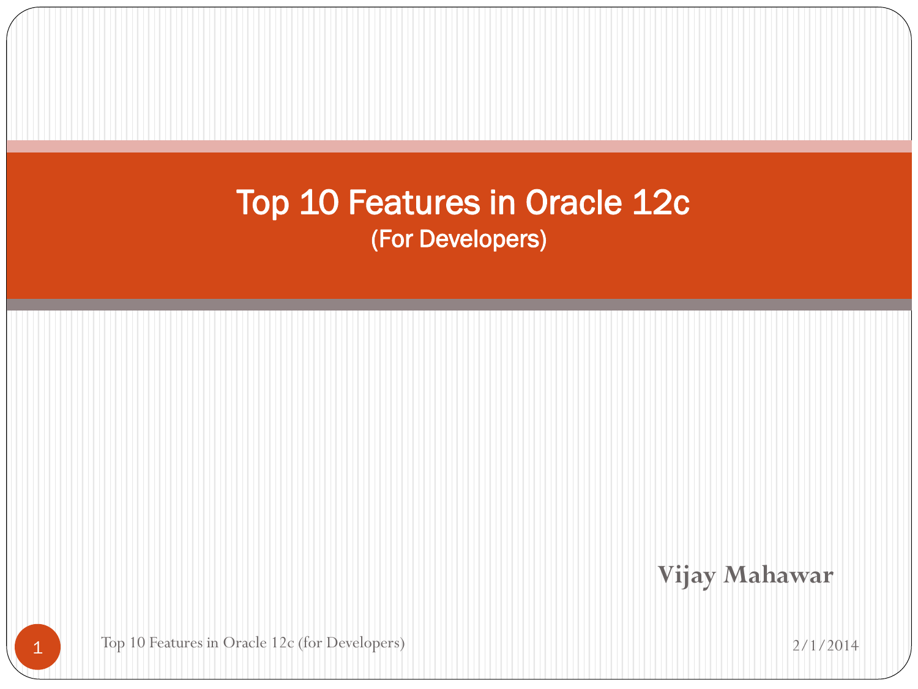# Top 10 Features in Oracle 12c

(For Developers)

**Vijay Mahawar**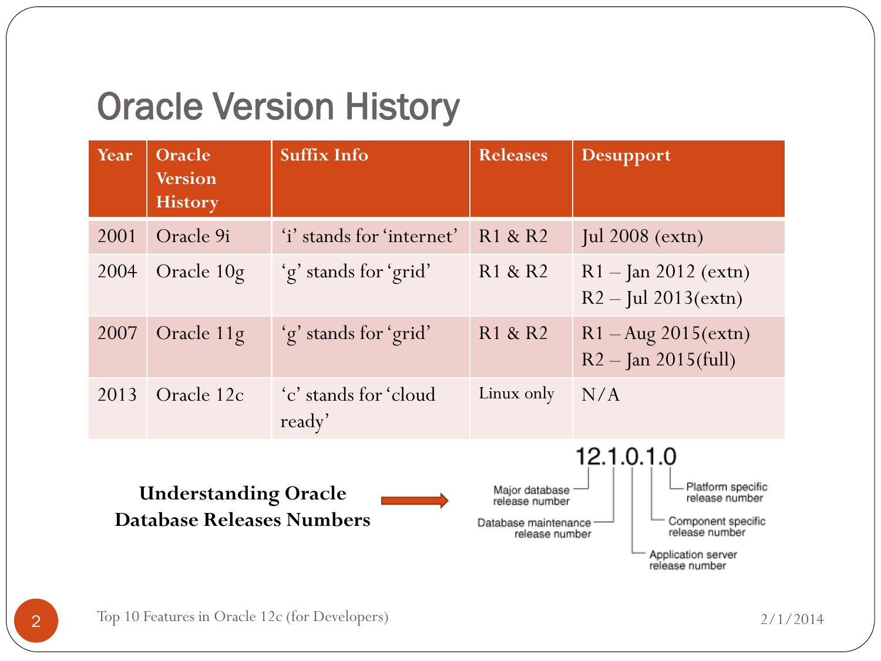# Oracle Version History

| Year | Oracle Version History | Suffix Info | Releases | Desupport |
|---|---|---|---|---|
| 2001 | Oracle 9i | 'i' stands for 'internet' | R1 & R2 | Jul 2008 (extn) |
| 2004 | Oracle 10g | 'g' stands for 'grid' | R1 & R2 | R1 – Jan 2012 (extn)<br>R2 – Jul 2013(extn) |
| 2007 | Oracle 11g | 'g' stands for 'grid' | R1 & R2 | R1 – Aug 2015(extn)<br>R2 – Jan 2015(full) |
| 2013 | Oracle 12c | 'c' stands for 'cloud ready' | Linux only | N/A |

**Understanding Oracle Database Releases Numbers** →

12.1.0.1.0

- 12 – Major database release number
- 1 – Database maintenance release number
- 0 – Application server release number
- 1 – Component specific release number
- 0 – Platform specific release number

Top 10 Features in Oracle 12c (for Developers)

2/1/2014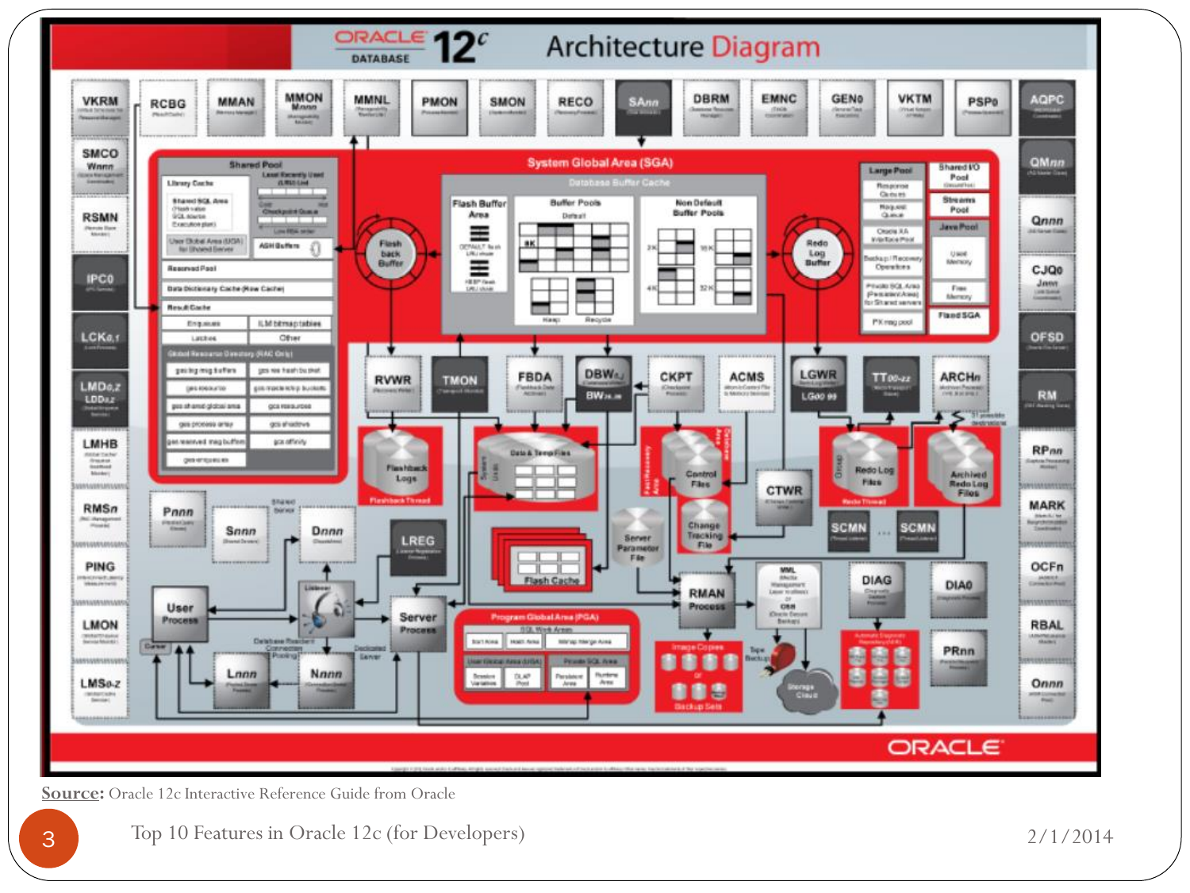**Source:** Oracle 12c Interactive Reference Guide from Oracle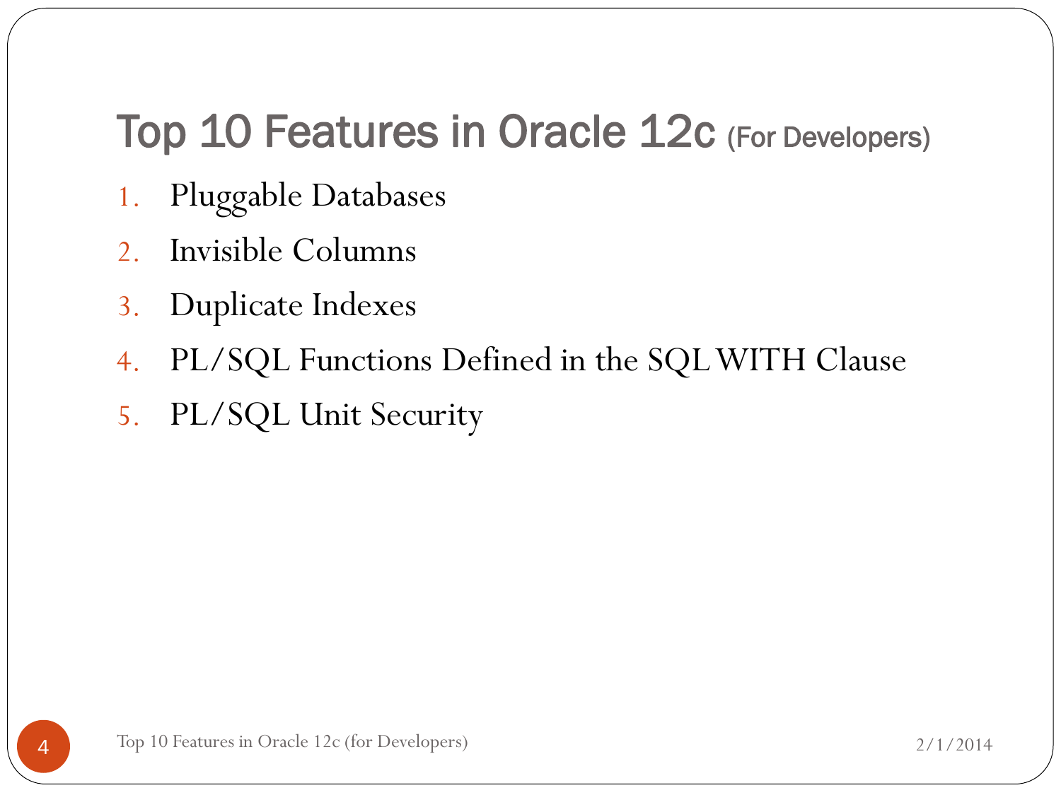# Top 10 Features in Oracle 12c (For Developers)

1. Pluggable Databases
2. Invisible Columns
3. Duplicate Indexes
4. PL/SQL Functions Defined in the SQL WITH Clause
5. PL/SQL Unit Security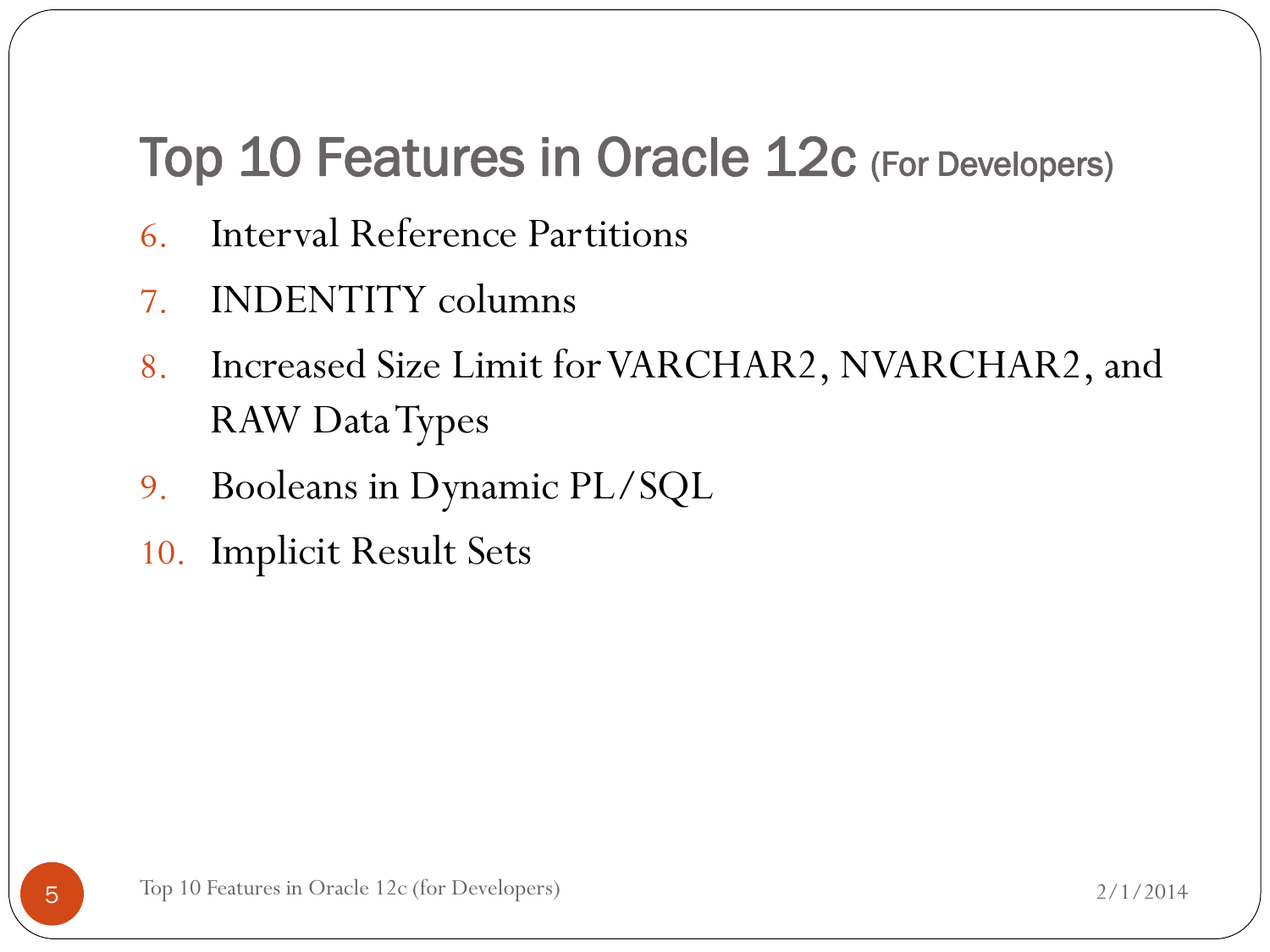## Top 10 Features in Oracle 12c (For Developers)

6. Interval Reference Partitions
7. INDENTITY columns
8. Increased Size Limit for VARCHAR2, NVARCHAR2, and RAW Data Types
9. Booleans in Dynamic PL/SQL
10. Implicit Result Sets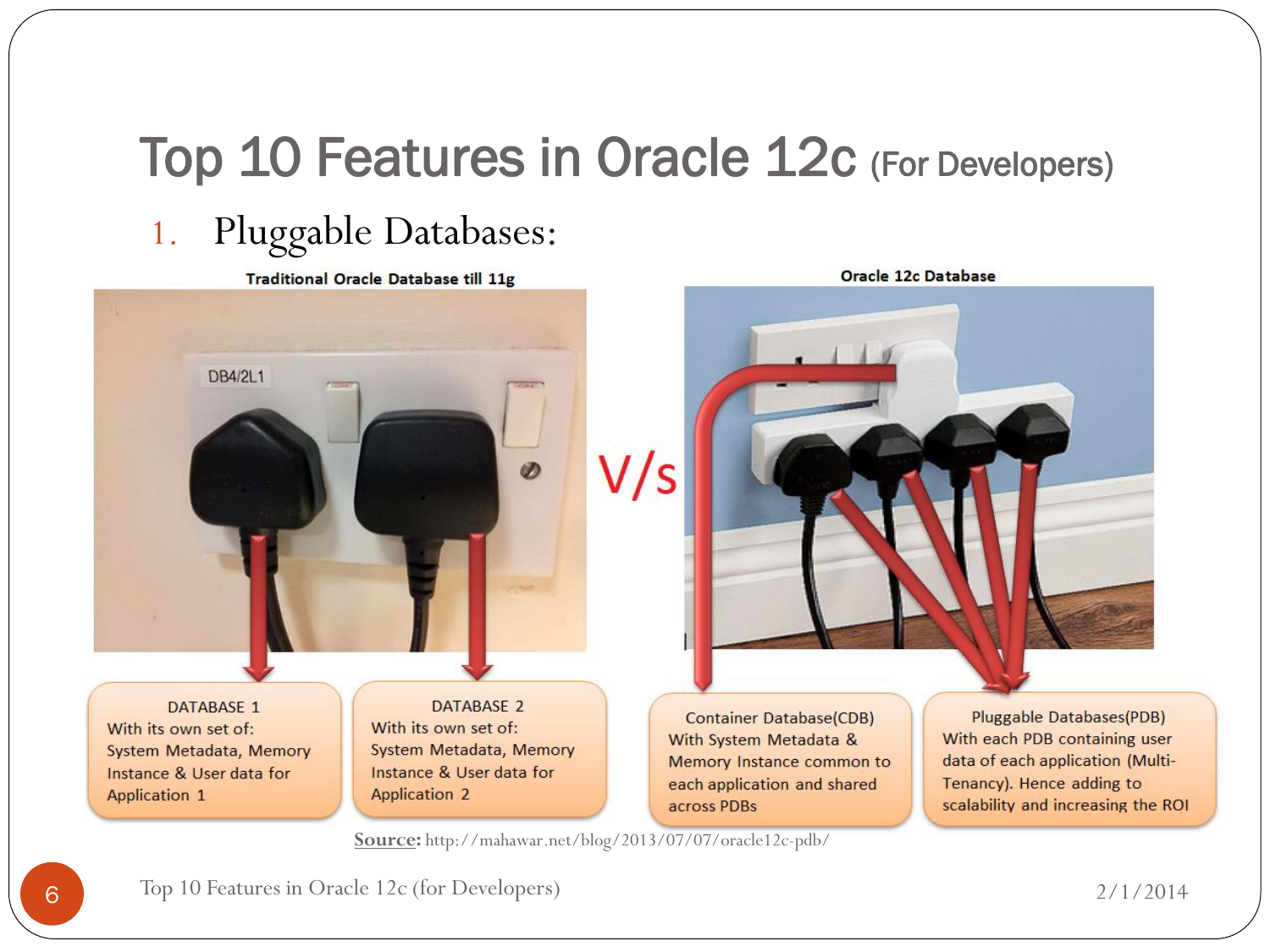# Top 10 Features in Oracle 12c (For Developers)

1. Pluggable Databases:

**Traditional Oracle Database till 11g**

DATABASE 1
With its own set of:
System Metadata, Memory Instance & User data for Application 1

DATABASE 2
With its own set of:
System Metadata, Memory Instance & User data for Application 2

V/s

**Oracle 12c Database**

Container Database(CDB)
With System Metadata & Memory Instance common to each application and shared across PDBs

Pluggable Databases(PDB)
With each PDB containing user data of each application (Multi-Tenancy). Hence adding to scalability and increasing the ROI

**Source:** http://mahawar.net/blog/2013/07/07/oracle12c-pdb/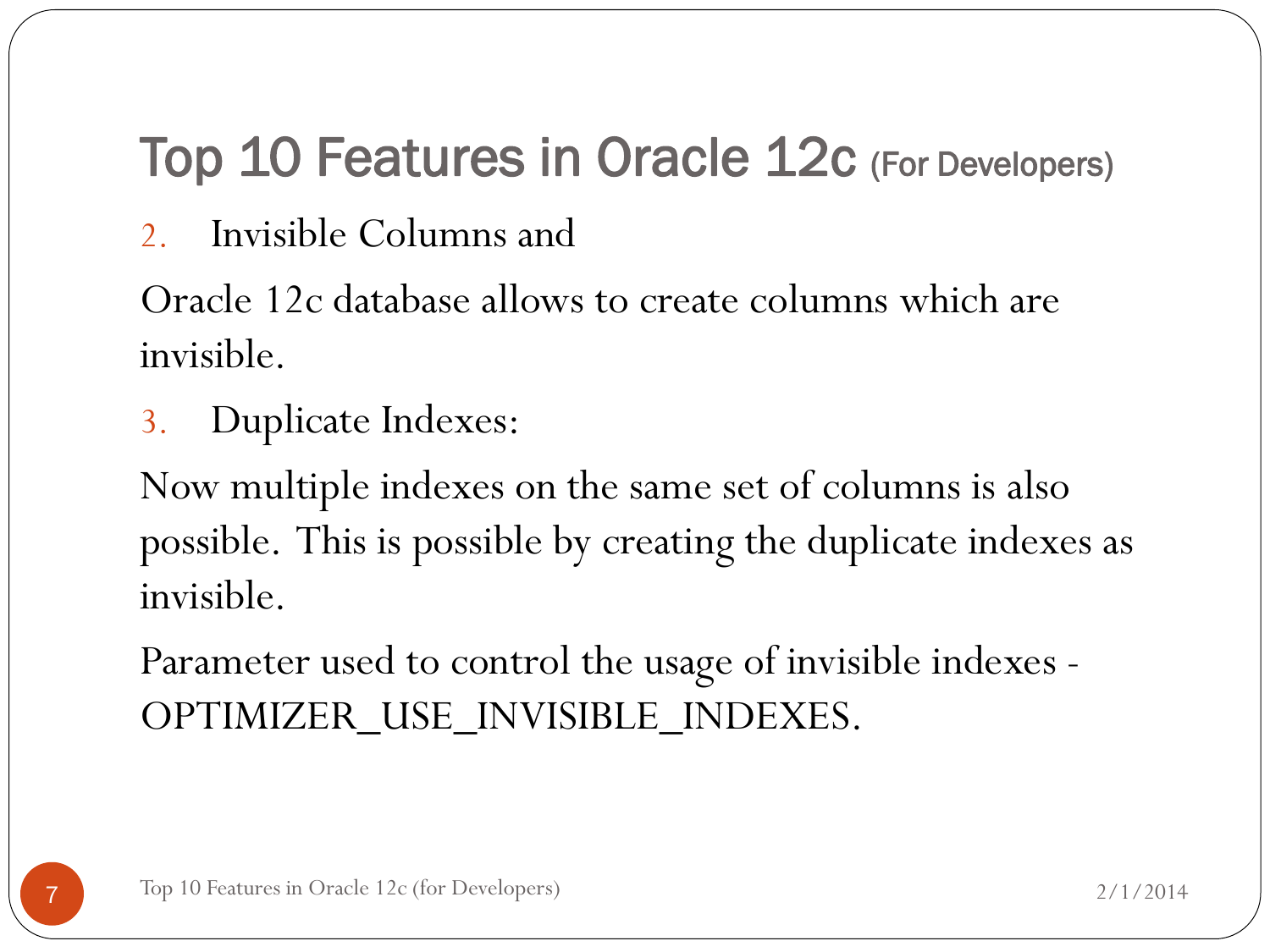# Top 10 Features in Oracle 12c (For Developers)

2. Invisible Columns and

Oracle 12c database allows to create columns which are invisible.

3. Duplicate Indexes:

Now multiple indexes on the same set of columns is also possible. This is possible by creating the duplicate indexes as invisible.

Parameter used to control the usage of invisible indexes - OPTIMIZER_USE_INVISIBLE_INDEXES.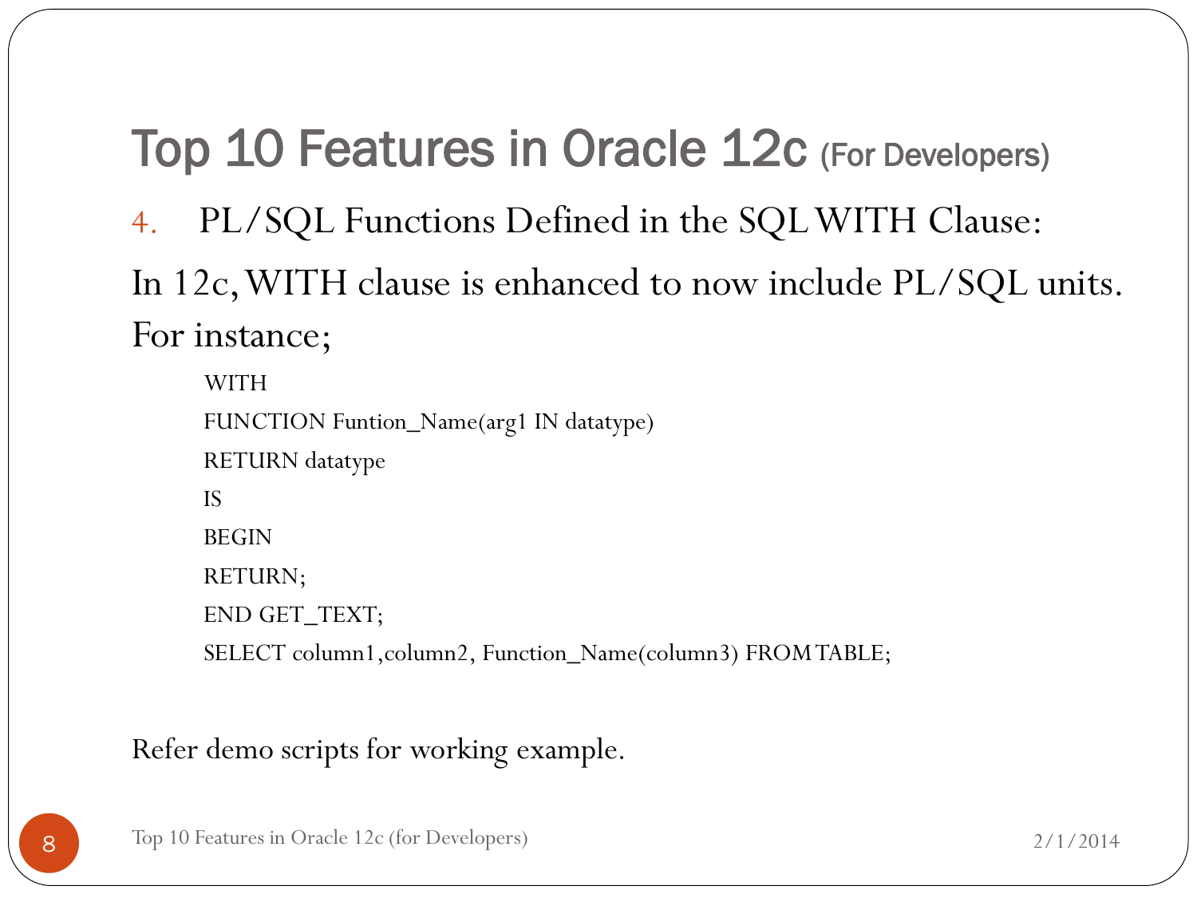## Top 10 Features in Oracle 12c (For Developers)

4. PL/SQL Functions Defined in the SQL WITH Clause:

In 12c, WITH clause is enhanced to now include PL/SQL units.

For instance;

```
WITH
FUNCTION Funtion_Name(arg1 IN datatype)
RETURN datatype
IS
BEGIN
RETURN;
END GET_TEXT;
SELECT column1,column2, Function_Name(column3) FROM TABLE;
```

Refer demo scripts for working example.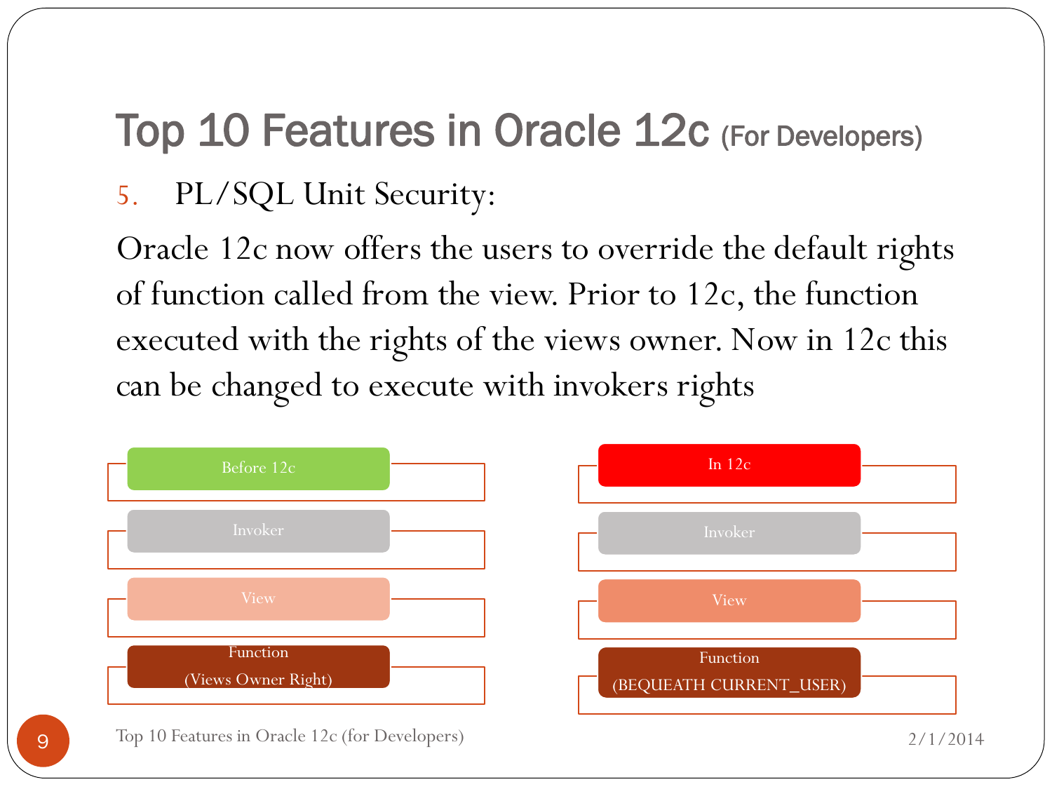# Top 10 Features in Oracle 12c (For Developers)

5. PL/SQL Unit Security:

Oracle 12c now offers the users to override the default rights of function called from the view. Prior to 12c, the function executed with the rights of the views owner. Now in 12c this can be changed to execute with invokers rights

| Before 12c | In 12c |
|---|---|
| Invoker | Invoker |
| View | View |
| Function (Views Owner Right) | Function (BEQUEATH CURRENT_USER) |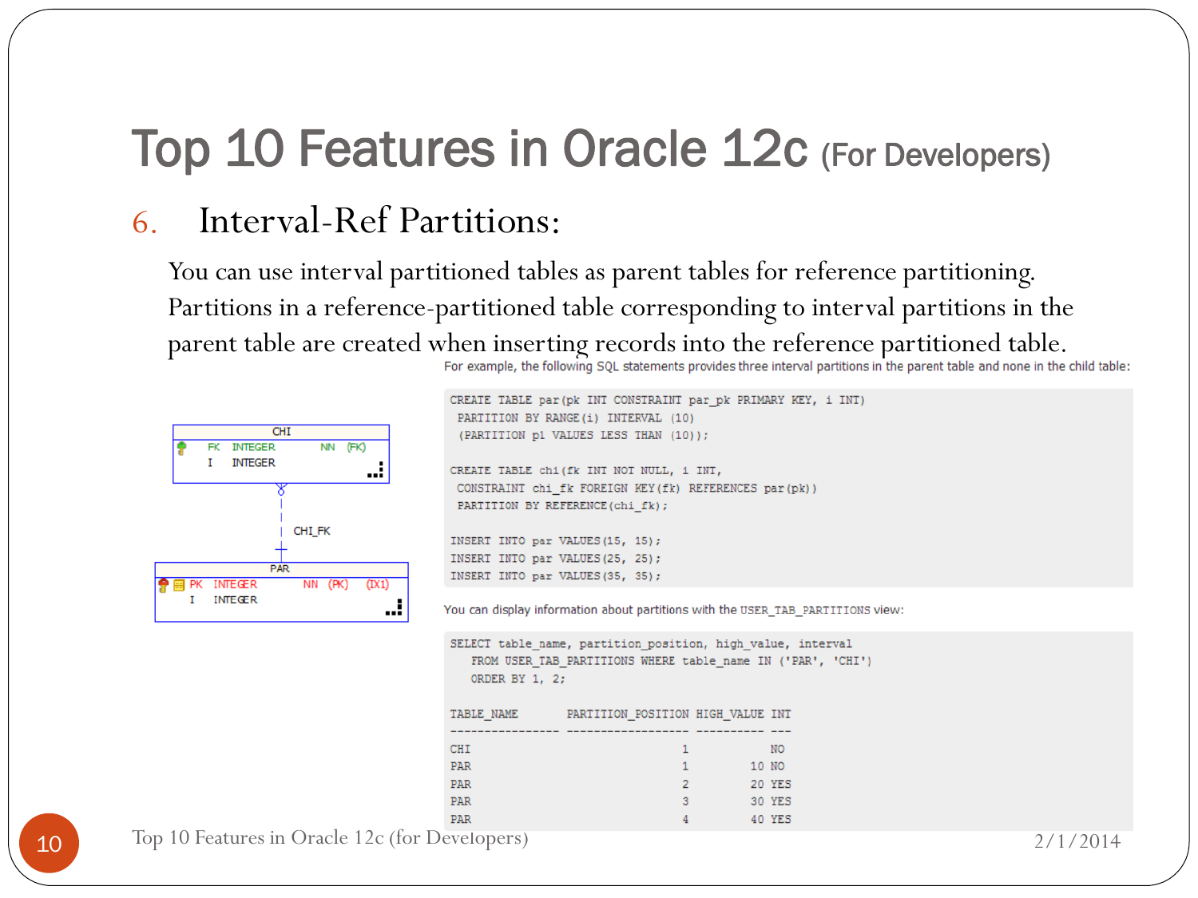# Top 10 Features in Oracle 12c (For Developers)

## 6. Interval-Ref Partitions:

You can use interval partitioned tables as parent tables for reference partitioning. Partitions in a reference-partitioned table corresponding to interval partitions in the parent table are created when inserting records into the reference partitioned table.

For example, the following SQL statements provides three interval partitions in the parent table and none in the child table:

```
CREATE TABLE par(pk INT CONSTRAINT par_pk PRIMARY KEY, i INT)
 PARTITION BY RANGE(i) INTERVAL (10)
 (PARTITION p1 VALUES LESS THAN (10));

CREATE TABLE chi(fk INT NOT NULL, i INT,
 CONSTRAINT chi_fk FOREIGN KEY(fk) REFERENCES par(pk))
 PARTITION BY REFERENCE(chi_fk);

INSERT INTO par VALUES(15, 15);
INSERT INTO par VALUES(25, 25);
INSERT INTO par VALUES(35, 35);
```

CHI: FK INTEGER NN (FK); I INTEGER
CHI_FK
PAR: PK INTEGER NN (PK) (IX1); I INTEGER

You can display information about partitions with the USER_TAB_PARTITIONS view:

```
SELECT table_name, partition_position, high_value, interval
   FROM USER_TAB_PARTITIONS WHERE table_name IN ('PAR', 'CHI')
   ORDER BY 1, 2;

TABLE_NAME       PARTITION_POSITION HIGH_VALUE INT
---------------- ------------------ ---------- ---
CHI                               1            NO
PAR                               1         10 NO
PAR                               2         20 YES
PAR                               3         30 YES
PAR                               4         40 YES
```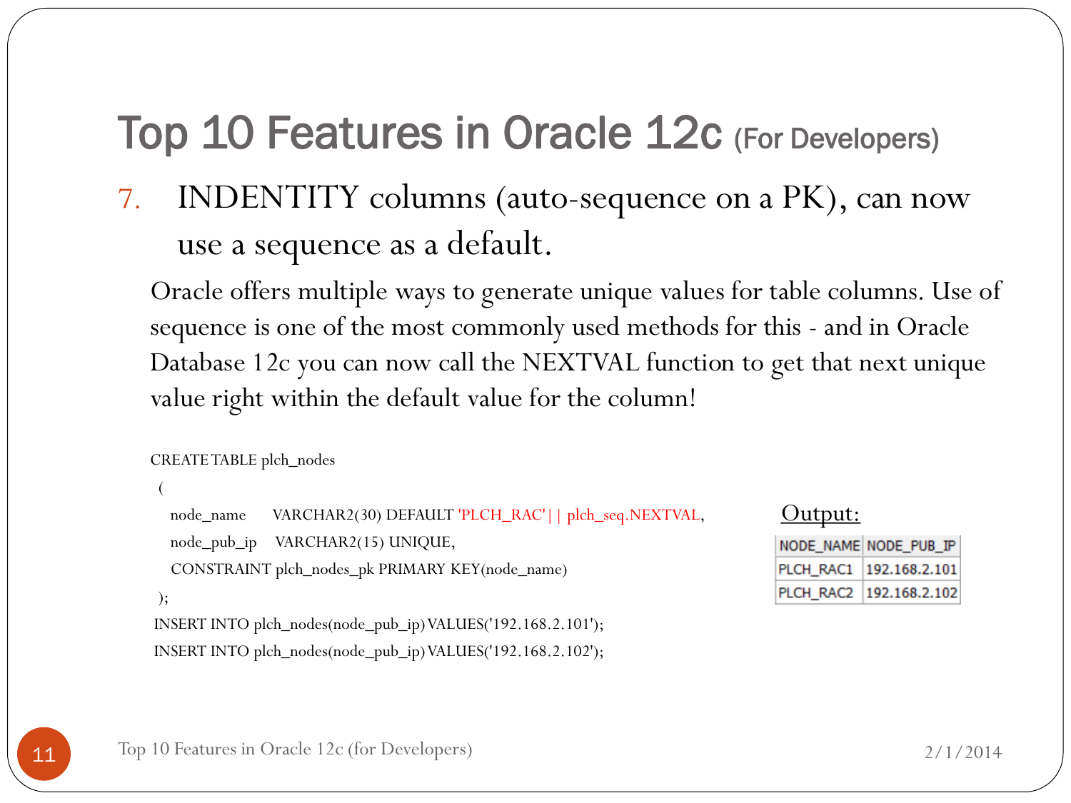# Top 10 Features in Oracle 12c (For Developers)

7. INDENTITY columns (auto-sequence on a PK), can now use a sequence as a default.

Oracle offers multiple ways to generate unique values for table columns. Use of sequence is one of the most commonly used methods for this - and in Oracle Database 12c you can now call the NEXTVAL function to get that next unique value right within the default value for the column!

```
CREATE TABLE plch_nodes
 (
   node_name      VARCHAR2(30) DEFAULT 'PLCH_RAC'|| plch_seq.NEXTVAL,
   node_pub_ip    VARCHAR2(15) UNIQUE,
   CONSTRAINT plch_nodes_pk PRIMARY KEY(node_name)
 );
INSERT INTO plch_nodes(node_pub_ip) VALUES('192.168.2.101');
INSERT INTO plch_nodes(node_pub_ip) VALUES('192.168.2.102');
```

Output:

| NODE_NAME | NODE_PUB_IP |
|---|---|
| PLCH_RAC1 | 192.168.2.101 |
| PLCH_RAC2 | 192.168.2.102 |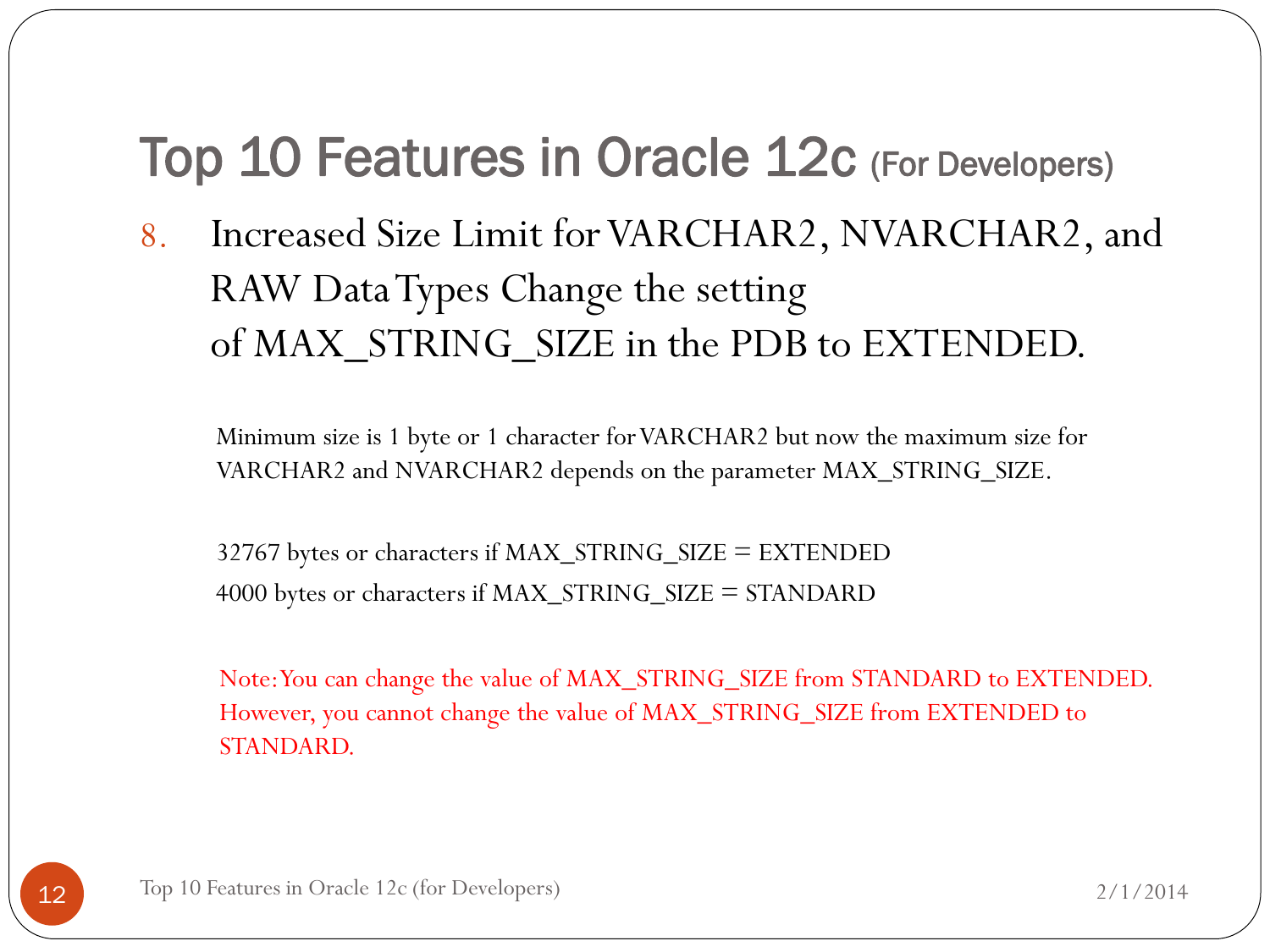## Top 10 Features in Oracle 12c (For Developers)

8. Increased Size Limit for VARCHAR2, NVARCHAR2, and RAW Data Types Change the setting of MAX_STRING_SIZE in the PDB to EXTENDED.

Minimum size is 1 byte or 1 character for VARCHAR2 but now the maximum size for VARCHAR2 and NVARCHAR2 depends on the parameter MAX_STRING_SIZE.

32767 bytes or characters if MAX_STRING_SIZE = EXTENDED
4000 bytes or characters if MAX_STRING_SIZE = STANDARD

Note: You can change the value of MAX_STRING_SIZE from STANDARD to EXTENDED. However, you cannot change the value of MAX_STRING_SIZE from EXTENDED to STANDARD.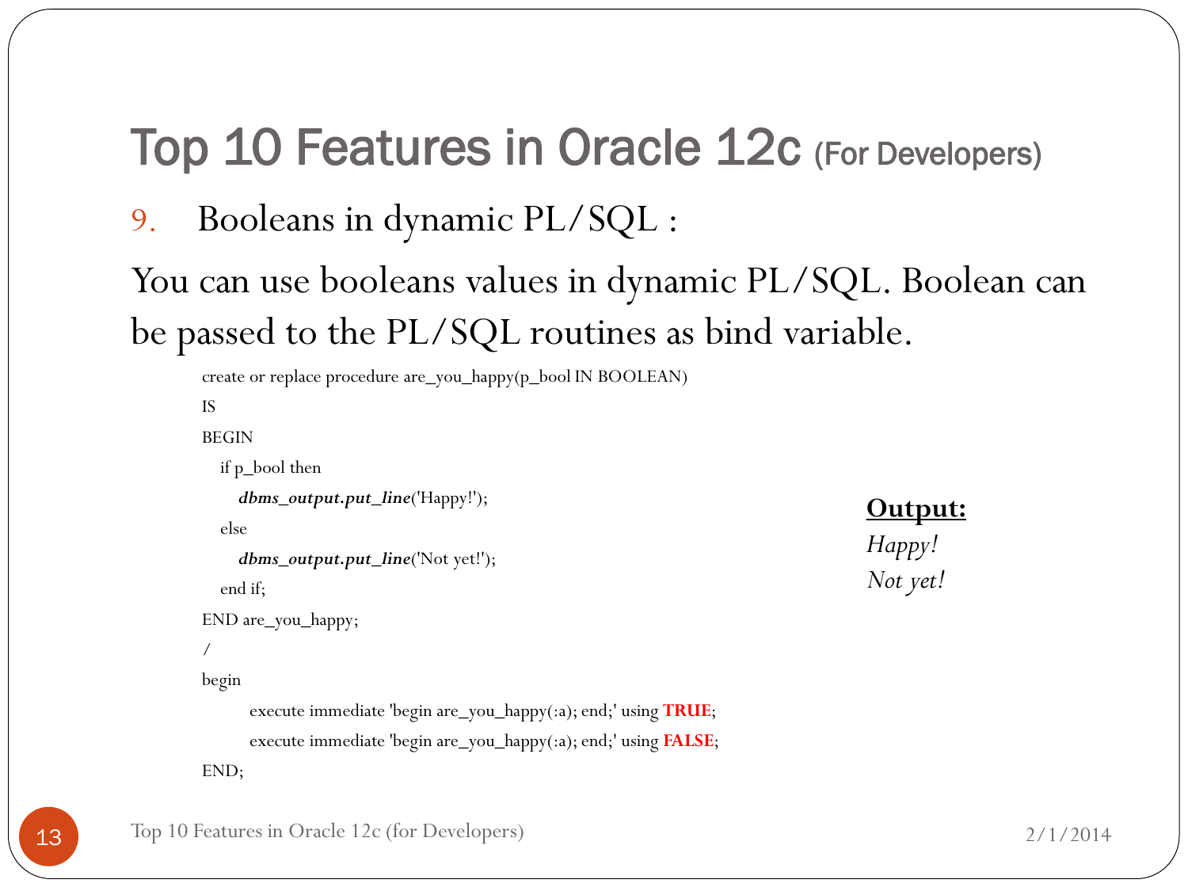# Top 10 Features in Oracle 12c (For Developers)

9. Booleans in dynamic PL/SQL :

You can use booleans values in dynamic PL/SQL. Boolean can be passed to the PL/SQL routines as bind variable.

```
create or replace procedure are_you_happy(p_bool IN BOOLEAN)
IS
BEGIN
   if p_bool then
      dbms_output.put_line('Happy!');
   else
      dbms_output.put_line('Not yet!');
   end if;
END are_you_happy;
/
begin
        execute immediate 'begin are_you_happy(:a); end;' using TRUE;
        execute immediate 'begin are_you_happy(:a); end;' using FALSE;
END;
```

**Output:**

*Happy!*
*Not yet!*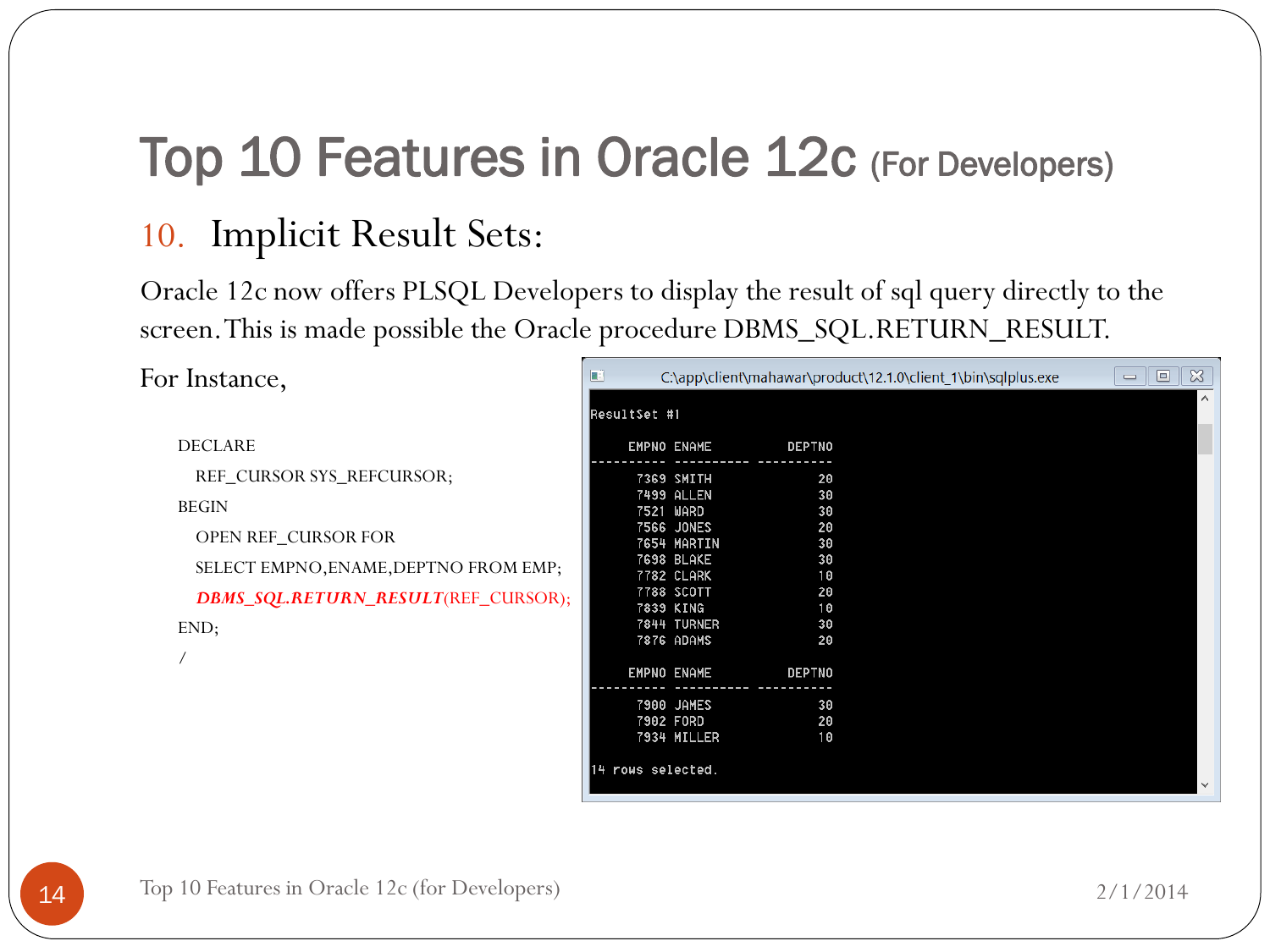# Top 10 Features in Oracle 12c (For Developers)

## 10. Implicit Result Sets:

Oracle 12c now offers PLSQL Developers to display the result of sql query directly to the screen. This is made possible the Oracle procedure DBMS_SQL.RETURN_RESULT.

For Instance,

```
DECLARE
   REF_CURSOR SYS_REFCURSOR;
BEGIN
   OPEN REF_CURSOR FOR
   SELECT EMPNO,ENAME,DEPTNO FROM EMP;
   DBMS_SQL.RETURN_RESULT(REF_CURSOR);
END;
/
```

```
C:\app\client\mahawar\product\12.1.0\client_1\bin\sqlplus.exe

ResultSet #1

     EMPNO ENAME          DEPTNO
---------- ---------- ----------
      7369 SMITH              20
      7499 ALLEN              30
      7521 WARD               30
      7566 JONES              20
      7654 MARTIN             30
      7698 BLAKE              30
      7782 CLARK              10
      7788 SCOTT              20
      7839 KING               10
      7844 TURNER             30
      7876 ADAMS              20

     EMPNO ENAME          DEPTNO
---------- ---------- ----------
      7900 JAMES              30
      7902 FORD               20
      7934 MILLER             10

14 rows selected.
```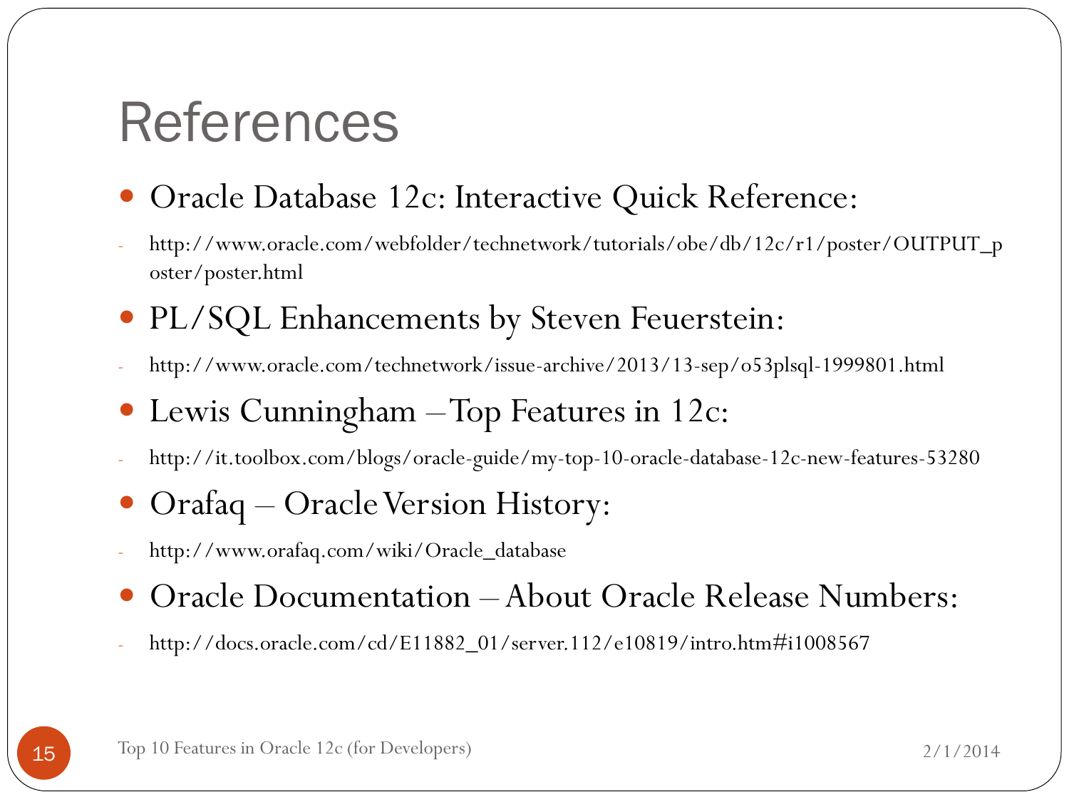# References

- Oracle Database 12c: Interactive Quick Reference:
  - http://www.oracle.com/webfolder/technetwork/tutorials/obe/db/12c/r1/poster/OUTPUT_poster/poster.html
- PL/SQL Enhancements by Steven Feuerstein:
  - http://www.oracle.com/technetwork/issue-archive/2013/13-sep/o53plsql-1999801.html
- Lewis Cunningham – Top Features in 12c:
  - http://it.toolbox.com/blogs/oracle-guide/my-top-10-oracle-database-12c-new-features-53280
- Orafaq – Oracle Version History:
  - http://www.orafaq.com/wiki/Oracle_database
- Oracle Documentation – About Oracle Release Numbers:
  - http://docs.oracle.com/cd/E11882_01/server.112/e10819/intro.htm#i1008567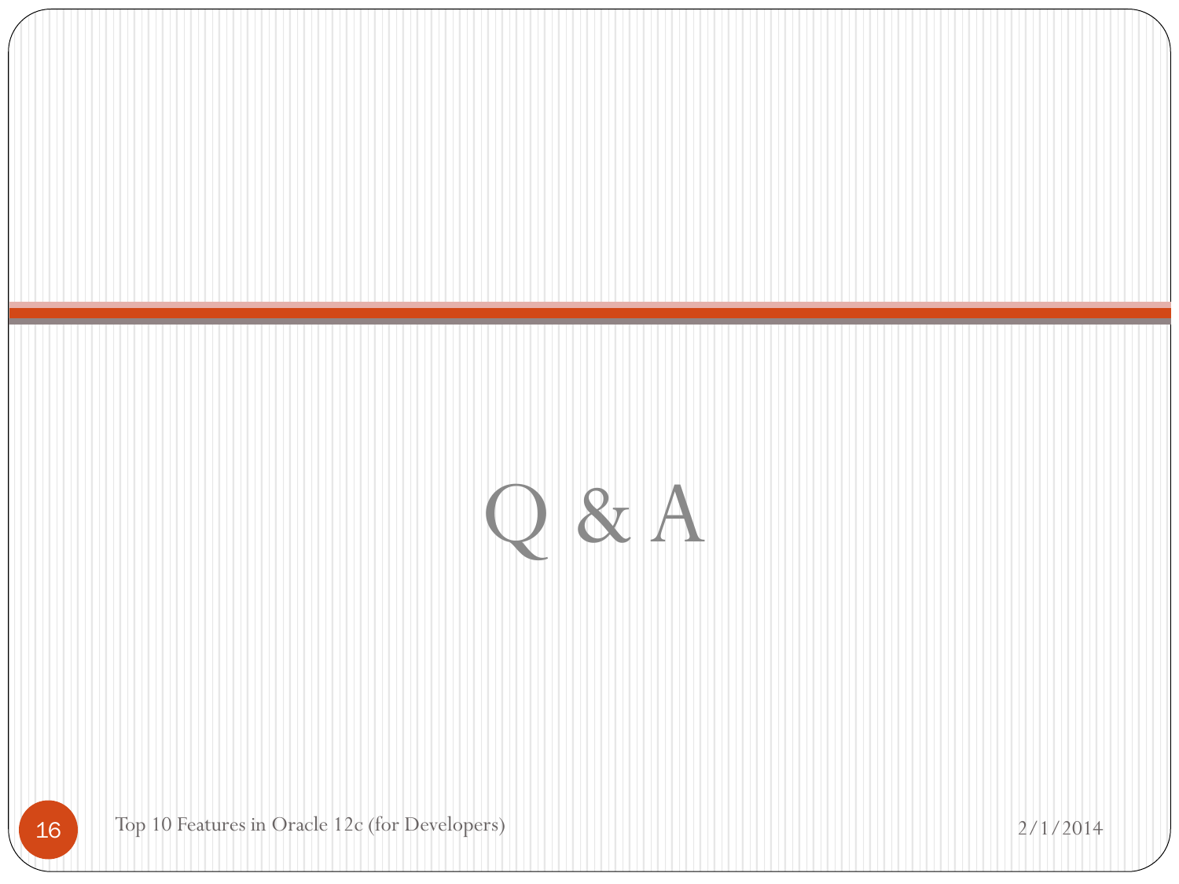# Q & A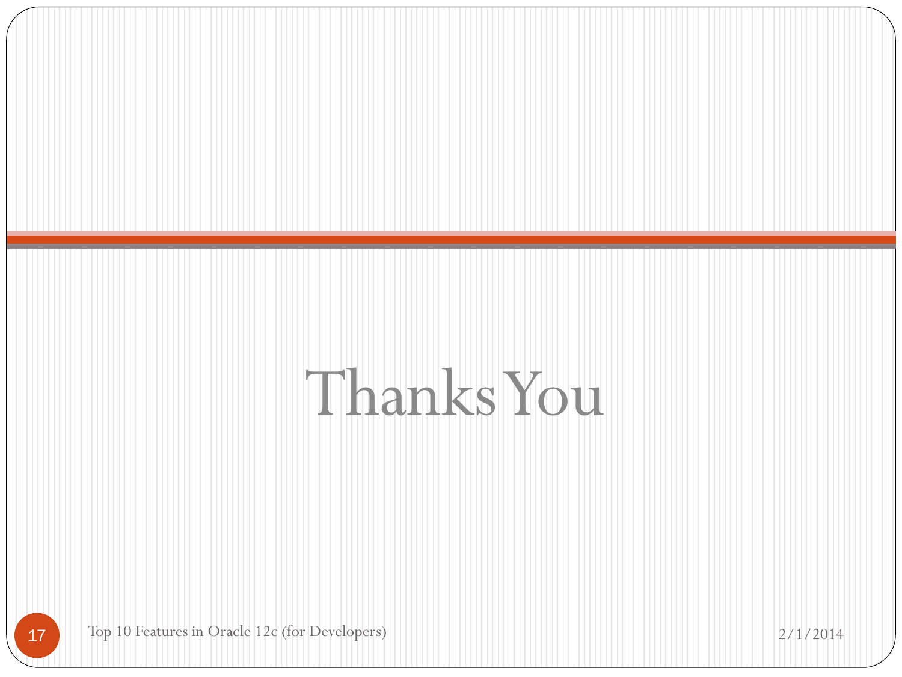# Thanks You